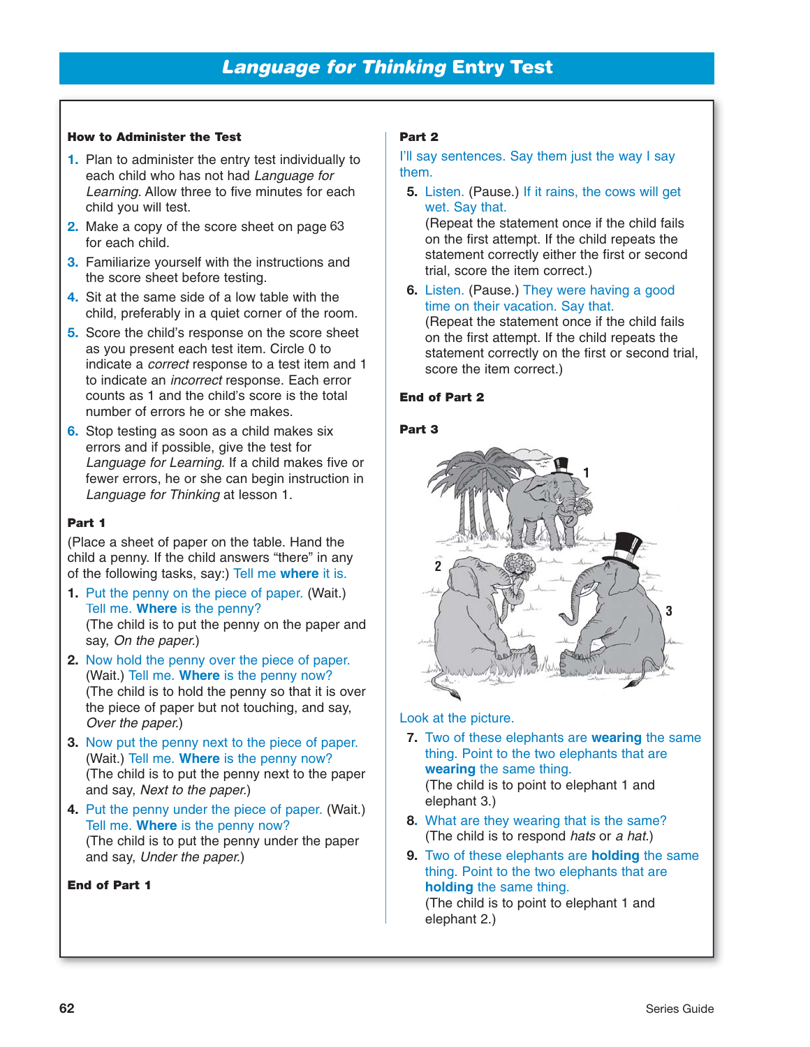# *Language for Thinking* Entry Test

### How to Administer the Test

1. Plan to administer the entry test individually to each child who has not had *Language for Learning*. Allow three to five minutes for each child you will test.
2. Make a copy of the score sheet on page 63 for each child.
3. Familiarize yourself with the instructions and the score sheet before testing.
4. Sit at the same side of a low table with the child, preferably in a quiet corner of the room.
5. Score the child's response on the score sheet as you present each test item. Circle 0 to indicate a *correct* response to a test item and 1 to indicate an *incorrect* response. Each error counts as 1 and the child's score is the total number of errors he or she makes.
6. Stop testing as soon as a child makes six errors and if possible, give the test for *Language for Learning*. If a child makes five or fewer errors, he or she can begin instruction in *Language for Thinking* at lesson 1.

### Part 1

(Place a sheet of paper on the table. Hand the child a penny. If the child answers "there" in any of the following tasks, say:) Tell me **where** it is.

1. Put the penny on the piece of paper. (Wait.) Tell me. **Where** is the penny?
   (The child is to put the penny on the paper and say, *On the paper.*)
2. Now hold the penny over the piece of paper. (Wait.) Tell me. **Where** is the penny now?
   (The child is to hold the penny so that it is over the piece of paper but not touching, and say, *Over the paper.*)
3. Now put the penny next to the piece of paper. (Wait.) Tell me. **Where** is the penny now?
   (The child is to put the penny next to the paper and say, *Next to the paper.*)
4. Put the penny under the piece of paper. (Wait.) Tell me. **Where** is the penny now?
   (The child is to put the penny under the paper and say, *Under the paper.*)

**End of Part 1**

### Part 2

I'll say sentences. Say them just the way I say them.

5. Listen. (Pause.) If it rains, the cows will get wet. Say that.
   (Repeat the statement once if the child fails on the first attempt. If the child repeats the statement correctly either the first or second trial, score the item correct.)
6. Listen. (Pause.) They were having a good time on their vacation. Say that.
   (Repeat the statement once if the child fails on the first attempt. If the child repeats the statement correctly on the first or second trial, score the item correct.)

**End of Part 2**

### Part 3

Look at the picture.

7. Two of these elephants are **wearing** the same thing. Point to the two elephants that are **wearing** the same thing.
   (The child is to point to elephant 1 and elephant 3.)
8. What are they wearing that is the same?
   (The child is to respond *hats* or *a hat.*)
9. Two of these elephants are **holding** the same thing. Point to the two elephants that are **holding** the same thing.
   (The child is to point to elephant 1 and elephant 2.)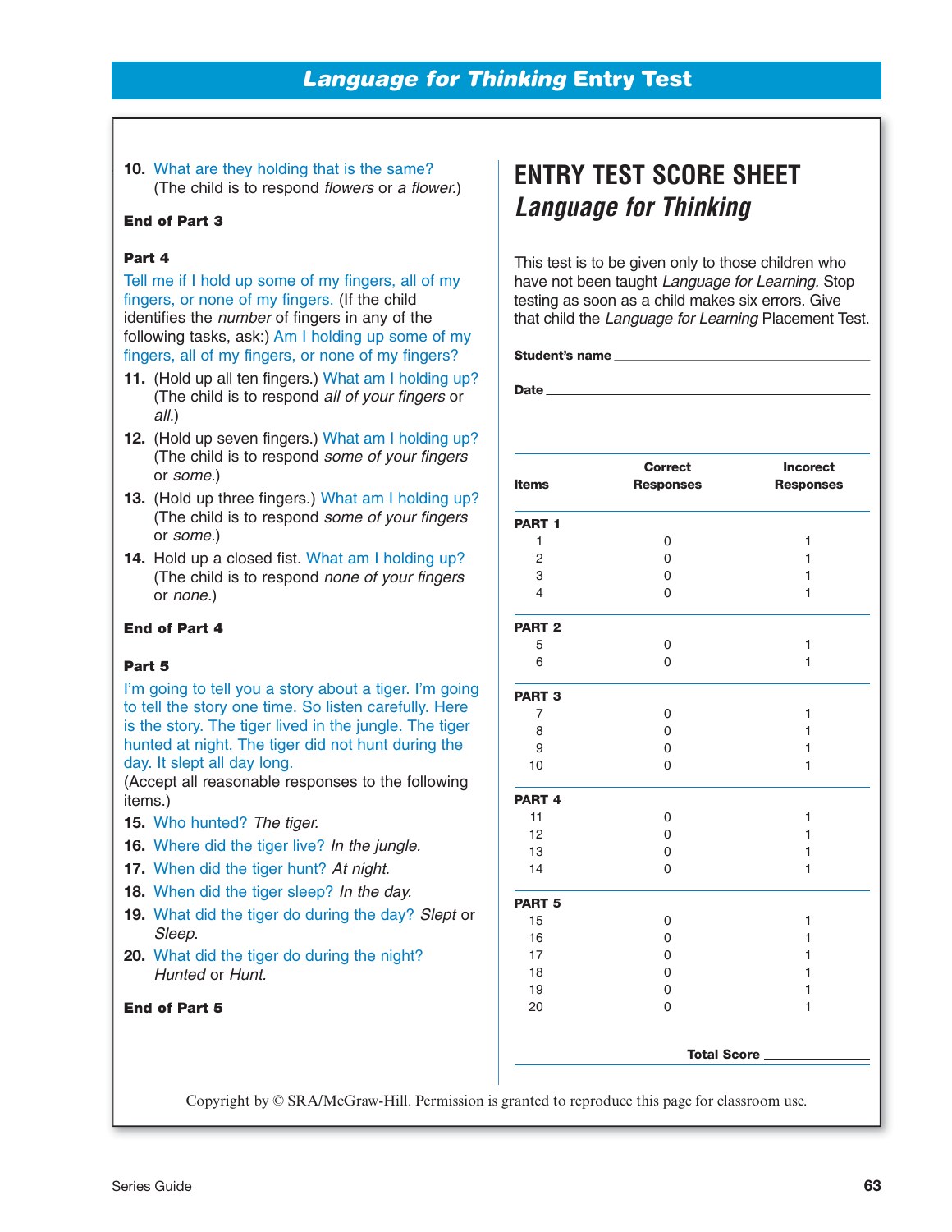## Language for Thinking Entry Test

**10.** What are they holding that is the same? (The child is to respond *flowers* or *a flower.*)

**End of Part 3**

**Part 4**

Tell me if I hold up some of my fingers, all of my fingers, or none of my fingers. (If the child identifies the *number* of fingers in any of the following tasks, ask:) Am I holding up some of my fingers, all of my fingers, or none of my fingers?

**11.** (Hold up all ten fingers.) What am I holding up? (The child is to respond *all of your fingers* or *all.*)

**12.** (Hold up seven fingers.) What am I holding up? (The child is to respond *some of your fingers* or *some.*)

**13.** (Hold up three fingers.) What am I holding up? (The child is to respond *some of your fingers* or *some.*)

**14.** Hold up a closed fist. What am I holding up? (The child is to respond *none of your fingers* or *none.*)

**End of Part 4**

**Part 5**

I'm going to tell you a story about a tiger. I'm going to tell the story one time. So listen carefully. Here is the story. The tiger lived in the jungle. The tiger hunted at night. The tiger did not hunt during the day. It slept all day long.

(Accept all reasonable responses to the following items.)

**15.** Who hunted? *The tiger.*

**16.** Where did the tiger live? *In the jungle.*

**17.** When did the tiger hunt? *At night.*

**18.** When did the tiger sleep? *In the day.*

**19.** What did the tiger do during the day? *Slept* or *Sleep.*

**20.** What did the tiger do during the night? *Hunted* or *Hunt.*

**End of Part 5**

# ENTRY TEST SCORE SHEET
## *Language for Thinking*

This test is to be given only to those children who have not been taught *Language for Learning.* Stop testing as soon as a child makes six errors. Give that child the *Language for Learning* Placement Test.

**Student's name** ______________________________

**Date** ______________________________

| Items | Correct Responses | Incorect Responses |
|---|---|---|
| **PART 1** | | |
| 1 | 0 | 1 |
| 2 | 0 | 1 |
| 3 | 0 | 1 |
| 4 | 0 | 1 |
| **PART 2** | | |
| 5 | 0 | 1 |
| 6 | 0 | 1 |
| **PART 3** | | |
| 7 | 0 | 1 |
| 8 | 0 | 1 |
| 9 | 0 | 1 |
| 10 | 0 | 1 |
| **PART 4** | | |
| 11 | 0 | 1 |
| 12 | 0 | 1 |
| 13 | 0 | 1 |
| 14 | 0 | 1 |
| **PART 5** | | |
| 15 | 0 | 1 |
| 16 | 0 | 1 |
| 17 | 0 | 1 |
| 18 | 0 | 1 |
| 19 | 0 | 1 |
| 20 | 0 | 1 |

**Total Score** ______________

Copyright by © SRA/McGraw-Hill. Permission is granted to reproduce this page for classroom use.